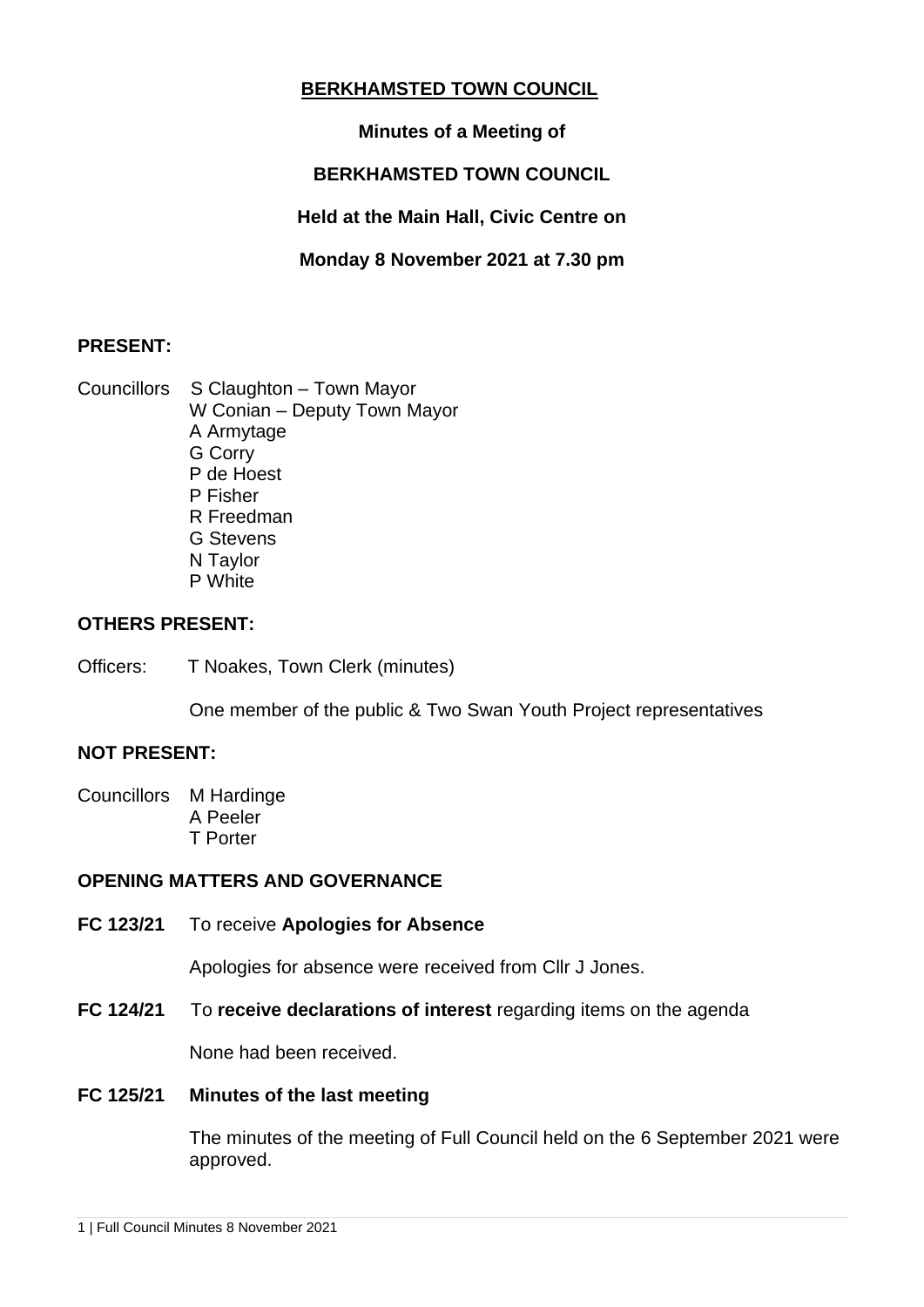# BERKHAMSTED TOWN COUNCIL

**Minutes of a Meeting of**

**BERKHAMSTED TOWN COUNCIL**

**Held at the Main Hall, Civic Centre on**

**Monday 8 November 2021 at 7.30 pm**

## PRESENT:

Councillors S Claughton – Town Mayor
W Conian – Deputy Town Mayor
A Armytage
G Corry
P de Hoest
P Fisher
R Freedman
G Stevens
N Taylor
P White

## OTHERS PRESENT:

Officers: T Noakes, Town Clerk (minutes)

One member of the public & Two Swan Youth Project representatives

## NOT PRESENT:

Councillors M Hardinge
A Peeler
T Porter

## OPENING MATTERS AND GOVERNANCE

**FC 123/21** To receive **Apologies for Absence**

Apologies for absence were received from Cllr J Jones.

**FC 124/21** To **receive declarations of interest** regarding items on the agenda

None had been received.

**FC 125/21 Minutes of the last meeting**

The minutes of the meeting of Full Council held on the 6 September 2021 were approved.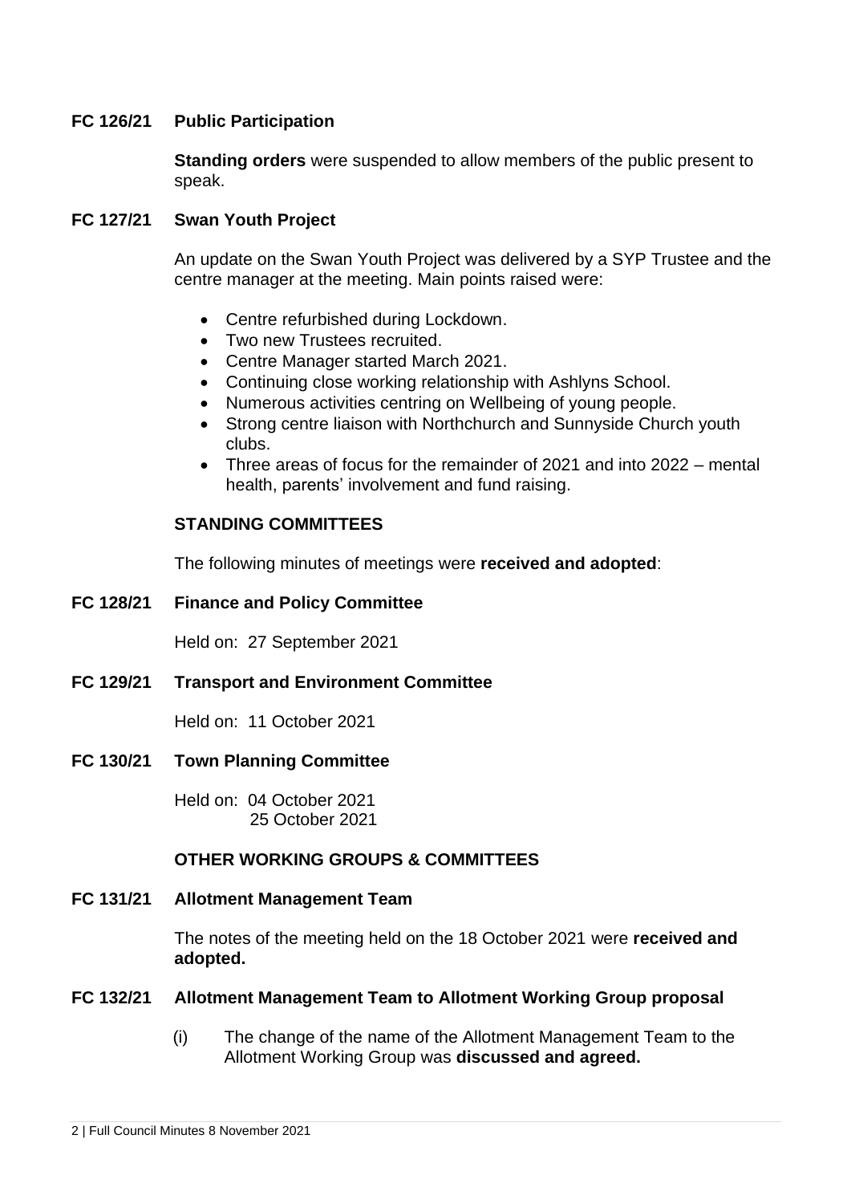### FC 126/21 Public Participation

**Standing orders** were suspended to allow members of the public present to speak.

### FC 127/21 Swan Youth Project

An update on the Swan Youth Project was delivered by a SYP Trustee and the centre manager at the meeting. Main points raised were:

- Centre refurbished during Lockdown.
- Two new Trustees recruited.
- Centre Manager started March 2021.
- Continuing close working relationship with Ashlyns School.
- Numerous activities centring on Wellbeing of young people.
- Strong centre liaison with Northchurch and Sunnyside Church youth clubs.
- Three areas of focus for the remainder of 2021 and into 2022 – mental health, parents' involvement and fund raising.

## STANDING COMMITTEES

The following minutes of meetings were **received and adopted**:

### FC 128/21 Finance and Policy Committee

Held on: 27 September 2021

### FC 129/21 Transport and Environment Committee

Held on: 11 October 2021

### FC 130/21 Town Planning Committee

Held on: 04 October 2021
25 October 2021

## OTHER WORKING GROUPS & COMMITTEES

### FC 131/21 Allotment Management Team

The notes of the meeting held on the 18 October 2021 were **received and adopted.**

### FC 132/21 Allotment Management Team to Allotment Working Group proposal

(i) The change of the name of the Allotment Management Team to the Allotment Working Group was **discussed and agreed.**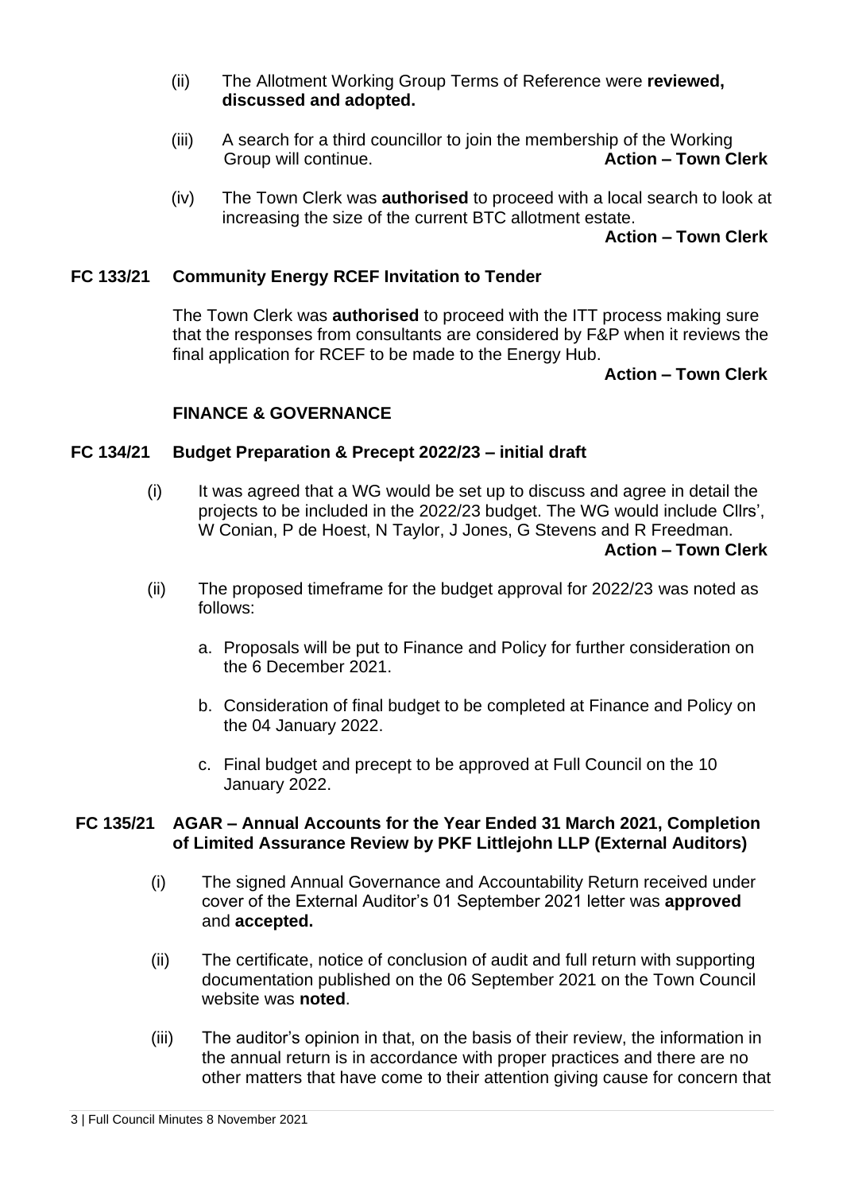(ii) The Allotment Working Group Terms of Reference were **reviewed, discussed and adopted.**

(iii) A search for a third councillor to join the membership of the Working Group will continue. **Action – Town Clerk**

(iv) The Town Clerk was **authorised** to proceed with a local search to look at increasing the size of the current BTC allotment estate.

**Action – Town Clerk**

**FC 133/21 Community Energy RCEF Invitation to Tender**

The Town Clerk was **authorised** to proceed with the ITT process making sure that the responses from consultants are considered by F&P when it reviews the final application for RCEF to be made to the Energy Hub.

**Action – Town Clerk**

## FINANCE & GOVERNANCE

**FC 134/21 Budget Preparation & Precept 2022/23 – initial draft**

(i) It was agreed that a WG would be set up to discuss and agree in detail the projects to be included in the 2022/23 budget. The WG would include Cllrs', W Conian, P de Hoest, N Taylor, J Jones, G Stevens and R Freedman.

**Action – Town Clerk**

(ii) The proposed timeframe for the budget approval for 2022/23 was noted as follows:

a. Proposals will be put to Finance and Policy for further consideration on the 6 December 2021.

b. Consideration of final budget to be completed at Finance and Policy on the 04 January 2022.

c. Final budget and precept to be approved at Full Council on the 10 January 2022.

**FC 135/21 AGAR – Annual Accounts for the Year Ended 31 March 2021, Completion of Limited Assurance Review by PKF Littlejohn LLP (External Auditors)**

(i) The signed Annual Governance and Accountability Return received under cover of the External Auditor's 01 September 2021 letter was **approved** and **accepted.**

(ii) The certificate, notice of conclusion of audit and full return with supporting documentation published on the 06 September 2021 on the Town Council website was **noted**.

(iii) The auditor's opinion in that, on the basis of their review, the information in the annual return is in accordance with proper practices and there are no other matters that have come to their attention giving cause for concern that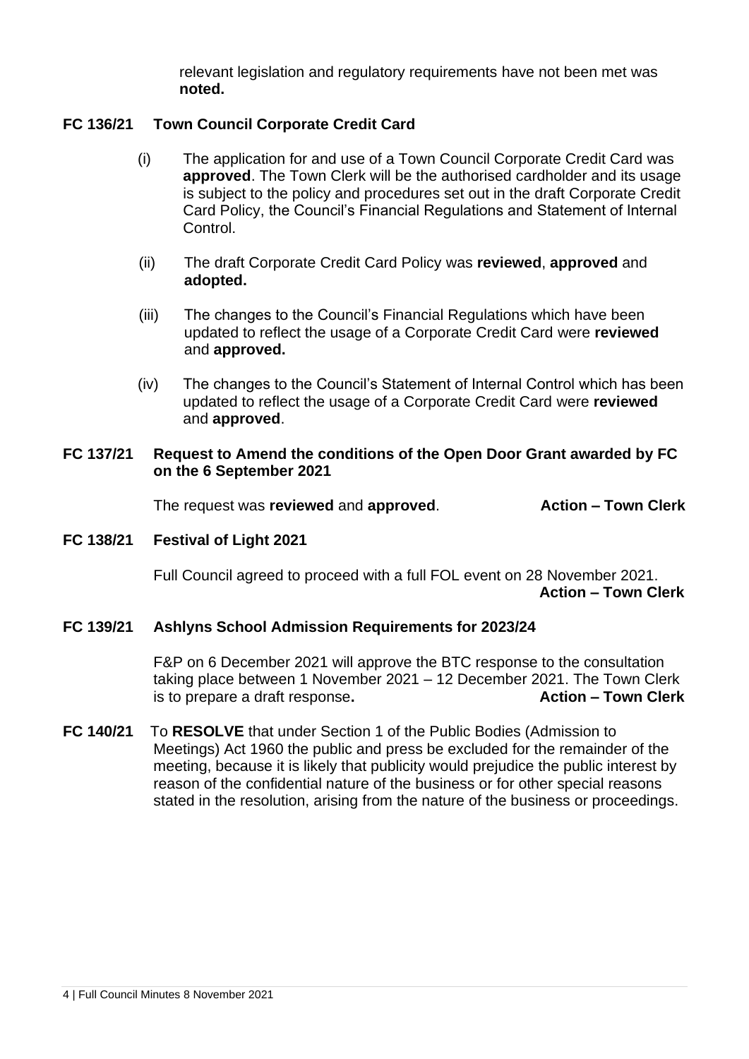relevant legislation and regulatory requirements have not been met was **noted.**

**FC 136/21 Town Council Corporate Credit Card**

(i) The application for and use of a Town Council Corporate Credit Card was **approved**. The Town Clerk will be the authorised cardholder and its usage is subject to the policy and procedures set out in the draft Corporate Credit Card Policy, the Council's Financial Regulations and Statement of Internal Control.

(ii) The draft Corporate Credit Card Policy was **reviewed**, **approved** and **adopted.**

(iii) The changes to the Council's Financial Regulations which have been updated to reflect the usage of a Corporate Credit Card were **reviewed** and **approved.**

(iv) The changes to the Council's Statement of Internal Control which has been updated to reflect the usage of a Corporate Credit Card were **reviewed** and **approved**.

**FC 137/21 Request to Amend the conditions of the Open Door Grant awarded by FC on the 6 September 2021**

The request was **reviewed** and **approved**. **Action – Town Clerk**

**FC 138/21 Festival of Light 2021**

Full Council agreed to proceed with a full FOL event on 28 November 2021. **Action – Town Clerk**

**FC 139/21 Ashlyns School Admission Requirements for 2023/24**

F&P on 6 December 2021 will approve the BTC response to the consultation taking place between 1 November 2021 – 12 December 2021. The Town Clerk is to prepare a draft response**.** **Action – Town Clerk**

**FC 140/21** To **RESOLVE** that under Section 1 of the Public Bodies (Admission to Meetings) Act 1960 the public and press be excluded for the remainder of the meeting, because it is likely that publicity would prejudice the public interest by reason of the confidential nature of the business or for other special reasons stated in the resolution, arising from the nature of the business or proceedings.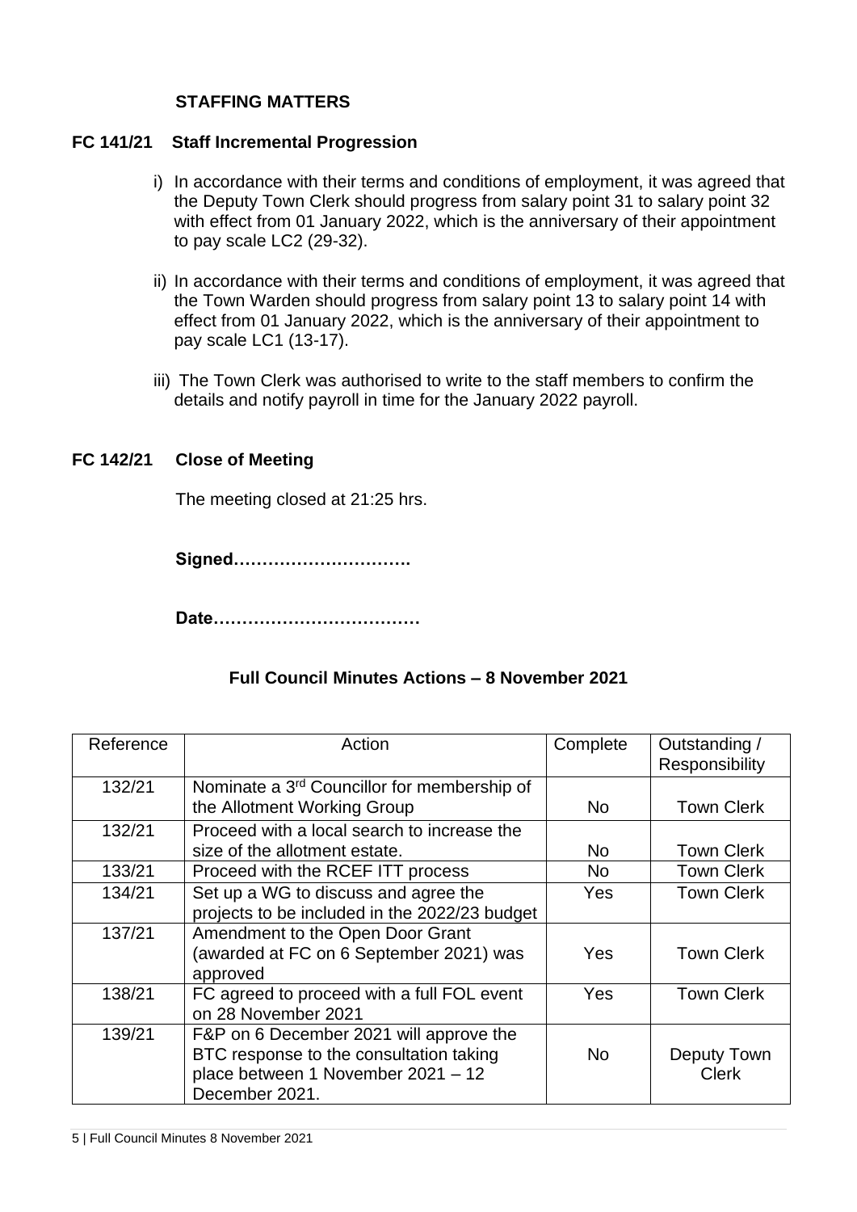## STAFFING MATTERS

**FC 141/21 Staff Incremental Progression**

i) In accordance with their terms and conditions of employment, it was agreed that the Deputy Town Clerk should progress from salary point 31 to salary point 32 with effect from 01 January 2022, which is the anniversary of their appointment to pay scale LC2 (29-32).

ii) In accordance with their terms and conditions of employment, it was agreed that the Town Warden should progress from salary point 13 to salary point 14 with effect from 01 January 2022, which is the anniversary of their appointment to pay scale LC1 (13-17).

iii) The Town Clerk was authorised to write to the staff members to confirm the details and notify payroll in time for the January 2022 payroll.

**FC 142/21 Close of Meeting**

The meeting closed at 21:25 hrs.

**Signed………………………….**

**Date………………………………**

## Full Council Minutes Actions – 8 November 2021

| Reference | Action | Complete | Outstanding / Responsibility |
|---|---|---|---|
| 132/21 | Nominate a 3rd Councillor for membership of the Allotment Working Group | No | Town Clerk |
| 132/21 | Proceed with a local search to increase the size of the allotment estate. | No | Town Clerk |
| 133/21 | Proceed with the RCEF ITT process | No | Town Clerk |
| 134/21 | Set up a WG to discuss and agree the projects to be included in the 2022/23 budget | Yes | Town Clerk |
| 137/21 | Amendment to the Open Door Grant (awarded at FC on 6 September 2021) was approved | Yes | Town Clerk |
| 138/21 | FC agreed to proceed with a full FOL event on 28 November 2021 | Yes | Town Clerk |
| 139/21 | F&P on 6 December 2021 will approve the BTC response to the consultation taking place between 1 November 2021 – 12 December 2021. | No | Deputy Town Clerk |